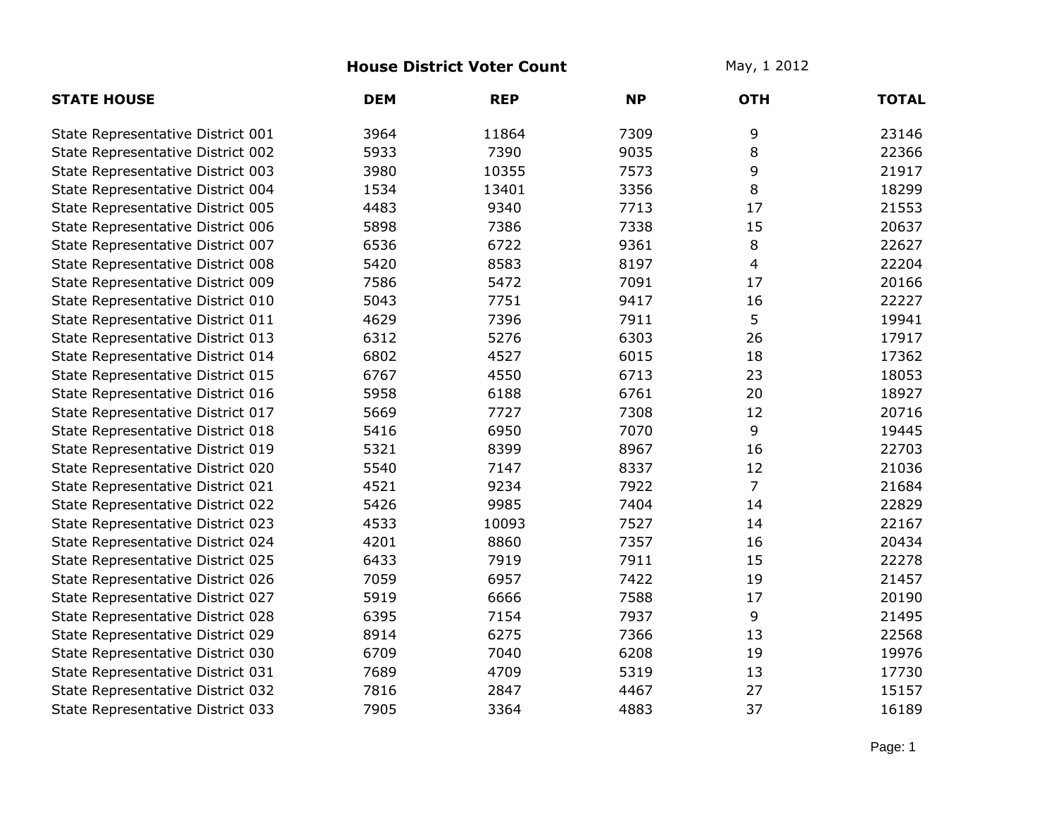# House District Voter Count

May, 1 2012

| STATE HOUSE | DEM | REP | NP | OTH | TOTAL |
|---|---|---|---|---|---|
| State Representative District 001 | 3964 | 11864 | 7309 | 9 | 23146 |
| State Representative District 002 | 5933 | 7390 | 9035 | 8 | 22366 |
| State Representative District 003 | 3980 | 10355 | 7573 | 9 | 21917 |
| State Representative District 004 | 1534 | 13401 | 3356 | 8 | 18299 |
| State Representative District 005 | 4483 | 9340 | 7713 | 17 | 21553 |
| State Representative District 006 | 5898 | 7386 | 7338 | 15 | 20637 |
| State Representative District 007 | 6536 | 6722 | 9361 | 8 | 22627 |
| State Representative District 008 | 5420 | 8583 | 8197 | 4 | 22204 |
| State Representative District 009 | 7586 | 5472 | 7091 | 17 | 20166 |
| State Representative District 010 | 5043 | 7751 | 9417 | 16 | 22227 |
| State Representative District 011 | 4629 | 7396 | 7911 | 5 | 19941 |
| State Representative District 013 | 6312 | 5276 | 6303 | 26 | 17917 |
| State Representative District 014 | 6802 | 4527 | 6015 | 18 | 17362 |
| State Representative District 015 | 6767 | 4550 | 6713 | 23 | 18053 |
| State Representative District 016 | 5958 | 6188 | 6761 | 20 | 18927 |
| State Representative District 017 | 5669 | 7727 | 7308 | 12 | 20716 |
| State Representative District 018 | 5416 | 6950 | 7070 | 9 | 19445 |
| State Representative District 019 | 5321 | 8399 | 8967 | 16 | 22703 |
| State Representative District 020 | 5540 | 7147 | 8337 | 12 | 21036 |
| State Representative District 021 | 4521 | 9234 | 7922 | 7 | 21684 |
| State Representative District 022 | 5426 | 9985 | 7404 | 14 | 22829 |
| State Representative District 023 | 4533 | 10093 | 7527 | 14 | 22167 |
| State Representative District 024 | 4201 | 8860 | 7357 | 16 | 20434 |
| State Representative District 025 | 6433 | 7919 | 7911 | 15 | 22278 |
| State Representative District 026 | 7059 | 6957 | 7422 | 19 | 21457 |
| State Representative District 027 | 5919 | 6666 | 7588 | 17 | 20190 |
| State Representative District 028 | 6395 | 7154 | 7937 | 9 | 21495 |
| State Representative District 029 | 8914 | 6275 | 7366 | 13 | 22568 |
| State Representative District 030 | 6709 | 7040 | 6208 | 19 | 19976 |
| State Representative District 031 | 7689 | 4709 | 5319 | 13 | 17730 |
| State Representative District 032 | 7816 | 2847 | 4467 | 27 | 15157 |
| State Representative District 033 | 7905 | 3364 | 4883 | 37 | 16189 |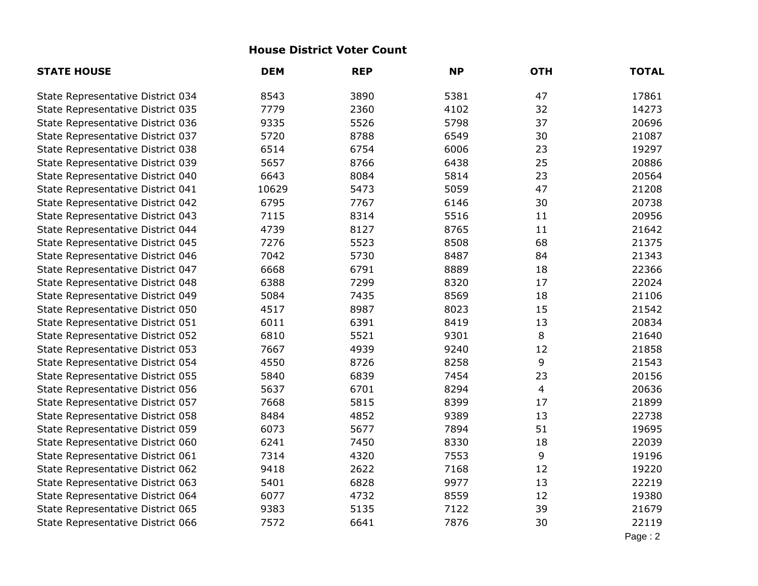## House District Voter Count

| STATE HOUSE | DEM | REP | NP | OTH | TOTAL |
|---|---|---|---|---|---|
| State Representative District 034 | 8543 | 3890 | 5381 | 47 | 17861 |
| State Representative District 035 | 7779 | 2360 | 4102 | 32 | 14273 |
| State Representative District 036 | 9335 | 5526 | 5798 | 37 | 20696 |
| State Representative District 037 | 5720 | 8788 | 6549 | 30 | 21087 |
| State Representative District 038 | 6514 | 6754 | 6006 | 23 | 19297 |
| State Representative District 039 | 5657 | 8766 | 6438 | 25 | 20886 |
| State Representative District 040 | 6643 | 8084 | 5814 | 23 | 20564 |
| State Representative District 041 | 10629 | 5473 | 5059 | 47 | 21208 |
| State Representative District 042 | 6795 | 7767 | 6146 | 30 | 20738 |
| State Representative District 043 | 7115 | 8314 | 5516 | 11 | 20956 |
| State Representative District 044 | 4739 | 8127 | 8765 | 11 | 21642 |
| State Representative District 045 | 7276 | 5523 | 8508 | 68 | 21375 |
| State Representative District 046 | 7042 | 5730 | 8487 | 84 | 21343 |
| State Representative District 047 | 6668 | 6791 | 8889 | 18 | 22366 |
| State Representative District 048 | 6388 | 7299 | 8320 | 17 | 22024 |
| State Representative District 049 | 5084 | 7435 | 8569 | 18 | 21106 |
| State Representative District 050 | 4517 | 8987 | 8023 | 15 | 21542 |
| State Representative District 051 | 6011 | 6391 | 8419 | 13 | 20834 |
| State Representative District 052 | 6810 | 5521 | 9301 | 8 | 21640 |
| State Representative District 053 | 7667 | 4939 | 9240 | 12 | 21858 |
| State Representative District 054 | 4550 | 8726 | 8258 | 9 | 21543 |
| State Representative District 055 | 5840 | 6839 | 7454 | 23 | 20156 |
| State Representative District 056 | 5637 | 6701 | 8294 | 4 | 20636 |
| State Representative District 057 | 7668 | 5815 | 8399 | 17 | 21899 |
| State Representative District 058 | 8484 | 4852 | 9389 | 13 | 22738 |
| State Representative District 059 | 6073 | 5677 | 7894 | 51 | 19695 |
| State Representative District 060 | 6241 | 7450 | 8330 | 18 | 22039 |
| State Representative District 061 | 7314 | 4320 | 7553 | 9 | 19196 |
| State Representative District 062 | 9418 | 2622 | 7168 | 12 | 19220 |
| State Representative District 063 | 5401 | 6828 | 9977 | 13 | 22219 |
| State Representative District 064 | 6077 | 4732 | 8559 | 12 | 19380 |
| State Representative District 065 | 9383 | 5135 | 7122 | 39 | 21679 |
| State Representative District 066 | 7572 | 6641 | 7876 | 30 | 22119 |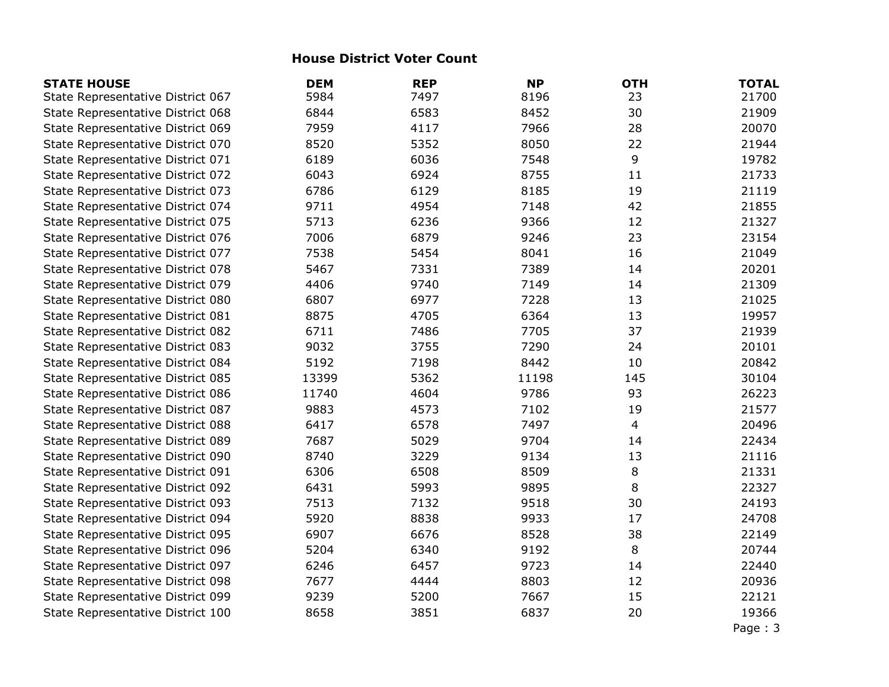## House District Voter Count

| STATE HOUSE | DEM | REP | NP | OTH | TOTAL |
|---|---|---|---|---|---|
| State Representative District 067 | 5984 | 7497 | 8196 | 23 | 21700 |
| State Representative District 068 | 6844 | 6583 | 8452 | 30 | 21909 |
| State Representative District 069 | 7959 | 4117 | 7966 | 28 | 20070 |
| State Representative District 070 | 8520 | 5352 | 8050 | 22 | 21944 |
| State Representative District 071 | 6189 | 6036 | 7548 | 9 | 19782 |
| State Representative District 072 | 6043 | 6924 | 8755 | 11 | 21733 |
| State Representative District 073 | 6786 | 6129 | 8185 | 19 | 21119 |
| State Representative District 074 | 9711 | 4954 | 7148 | 42 | 21855 |
| State Representative District 075 | 5713 | 6236 | 9366 | 12 | 21327 |
| State Representative District 076 | 7006 | 6879 | 9246 | 23 | 23154 |
| State Representative District 077 | 7538 | 5454 | 8041 | 16 | 21049 |
| State Representative District 078 | 5467 | 7331 | 7389 | 14 | 20201 |
| State Representative District 079 | 4406 | 9740 | 7149 | 14 | 21309 |
| State Representative District 080 | 6807 | 6977 | 7228 | 13 | 21025 |
| State Representative District 081 | 8875 | 4705 | 6364 | 13 | 19957 |
| State Representative District 082 | 6711 | 7486 | 7705 | 37 | 21939 |
| State Representative District 083 | 9032 | 3755 | 7290 | 24 | 20101 |
| State Representative District 084 | 5192 | 7198 | 8442 | 10 | 20842 |
| State Representative District 085 | 13399 | 5362 | 11198 | 145 | 30104 |
| State Representative District 086 | 11740 | 4604 | 9786 | 93 | 26223 |
| State Representative District 087 | 9883 | 4573 | 7102 | 19 | 21577 |
| State Representative District 088 | 6417 | 6578 | 7497 | 4 | 20496 |
| State Representative District 089 | 7687 | 5029 | 9704 | 14 | 22434 |
| State Representative District 090 | 8740 | 3229 | 9134 | 13 | 21116 |
| State Representative District 091 | 6306 | 6508 | 8509 | 8 | 21331 |
| State Representative District 092 | 6431 | 5993 | 9895 | 8 | 22327 |
| State Representative District 093 | 7513 | 7132 | 9518 | 30 | 24193 |
| State Representative District 094 | 5920 | 8838 | 9933 | 17 | 24708 |
| State Representative District 095 | 6907 | 6676 | 8528 | 38 | 22149 |
| State Representative District 096 | 5204 | 6340 | 9192 | 8 | 20744 |
| State Representative District 097 | 6246 | 6457 | 9723 | 14 | 22440 |
| State Representative District 098 | 7677 | 4444 | 8803 | 12 | 20936 |
| State Representative District 099 | 9239 | 5200 | 7667 | 15 | 22121 |
| State Representative District 100 | 8658 | 3851 | 6837 | 20 | 19366 |